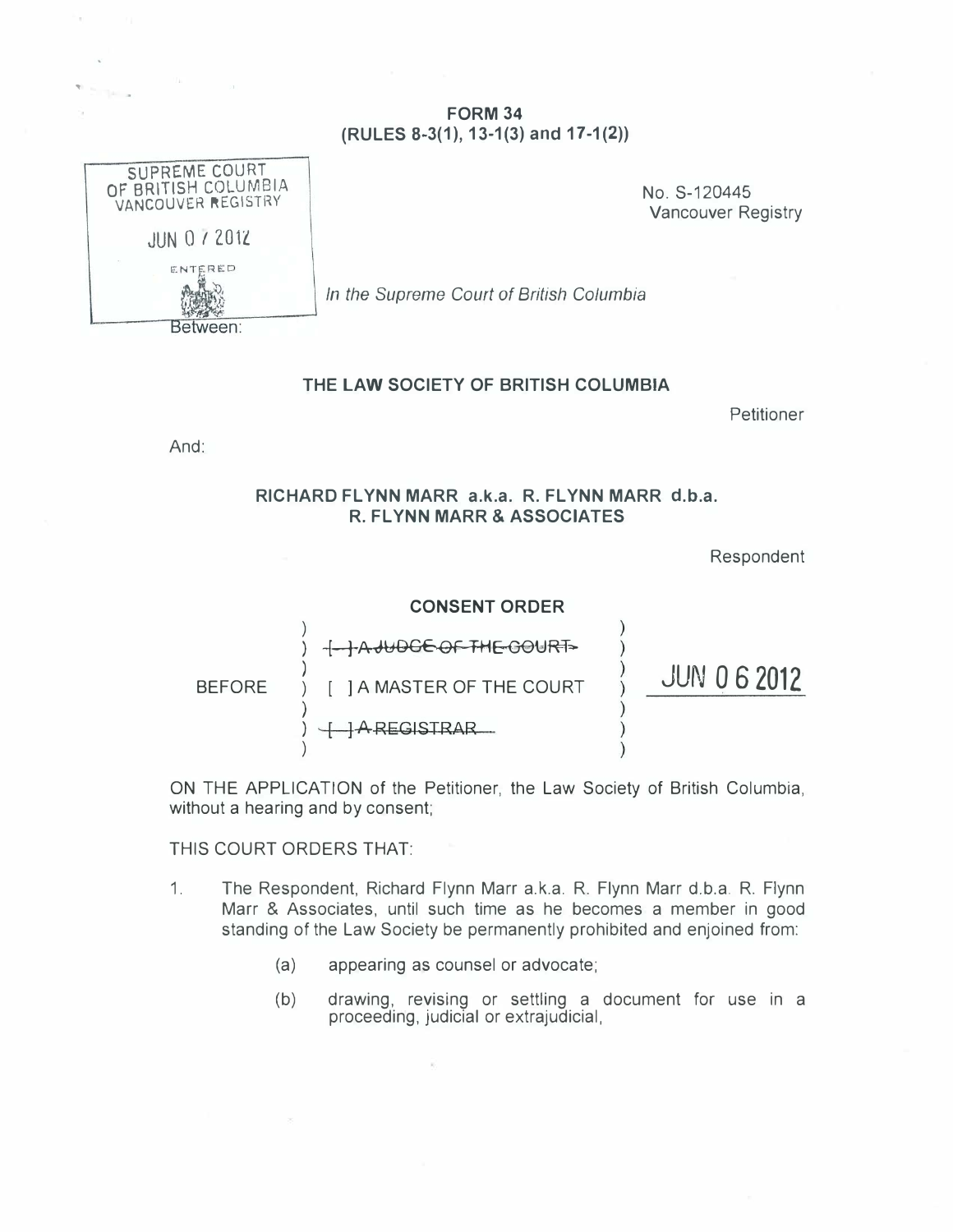**FORM 34**
**(RULES 8-3(1), 13-1(3) and 17-1(2))**

SUPREME COURT OF BRITISH COLUMBIA
VANCOUVER REGISTRY

JUN 07 2012

ENTERED

No. S-120445
Vancouver Registry

*In the Supreme Court of British Columbia*

Between:

**THE LAW SOCIETY OF BRITISH COLUMBIA**

Petitioner

And:

**RICHARD FLYNN MARR a.k.a. R. FLYNN MARR d.b.a. R. FLYNN MARR & ASSOCIATES**

Respondent

**CONSENT ORDER**

BEFORE

~~[ ] A JUDGE OF THE COURT~~

[ ] A MASTER OF THE COURT

~~[ ] A REGISTRAR~~

JUN 06 2012

ON THE APPLICATION of the Petitioner, the Law Society of British Columbia, without a hearing and by consent;

THIS COURT ORDERS THAT:

1. The Respondent, Richard Flynn Marr a.k.a. R. Flynn Marr d.b.a. R. Flynn Marr & Associates, until such time as he becomes a member in good standing of the Law Society be permanently prohibited and enjoined from:

   (a) appearing as counsel or advocate;

   (b) drawing, revising or settling a document for use in a proceeding, judicial or extrajudicial,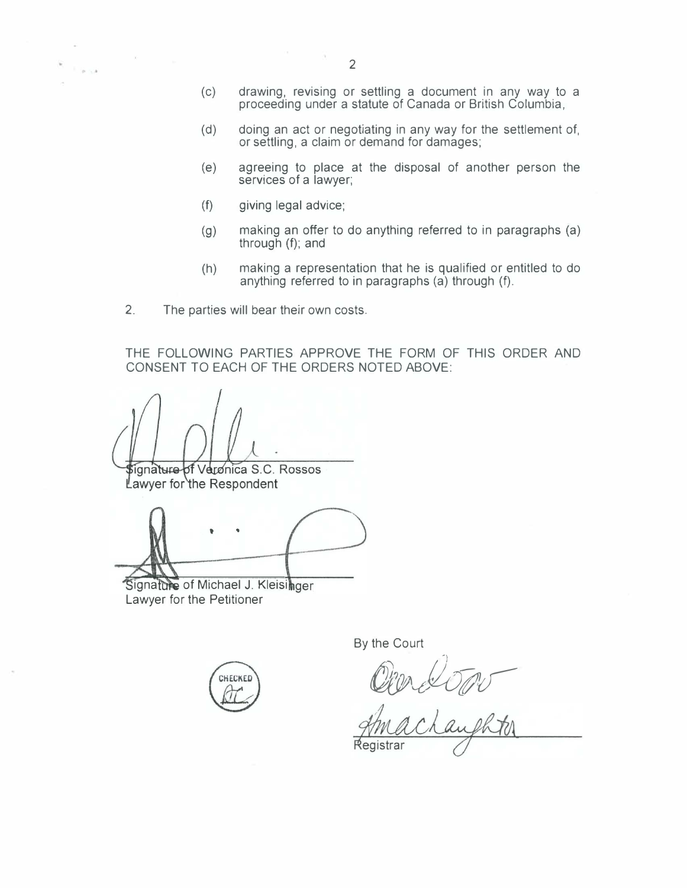(c) drawing, revising or settling a document in any way to a proceeding under a statute of Canada or British Columbia,

(d) doing an act or negotiating in any way for the settlement of, or settling, a claim or demand for damages;

(e) agreeing to place at the disposal of another person the services of a lawyer;

(f) giving legal advice;

(g) making an offer to do anything referred to in paragraphs (a) through (f); and

(h) making a representation that he is qualified or entitled to do anything referred to in paragraphs (a) through (f).

2. The parties will bear their own costs.

THE FOLLOWING PARTIES APPROVE THE FORM OF THIS ORDER AND CONSENT TO EACH OF THE ORDERS NOTED ABOVE:

Signature of Veronica S.C. Rossos
Lawyer for the Respondent

Signature of Michael J. Kleisinger
Lawyer for the Petitioner

By the Court

Registrar

CHECKED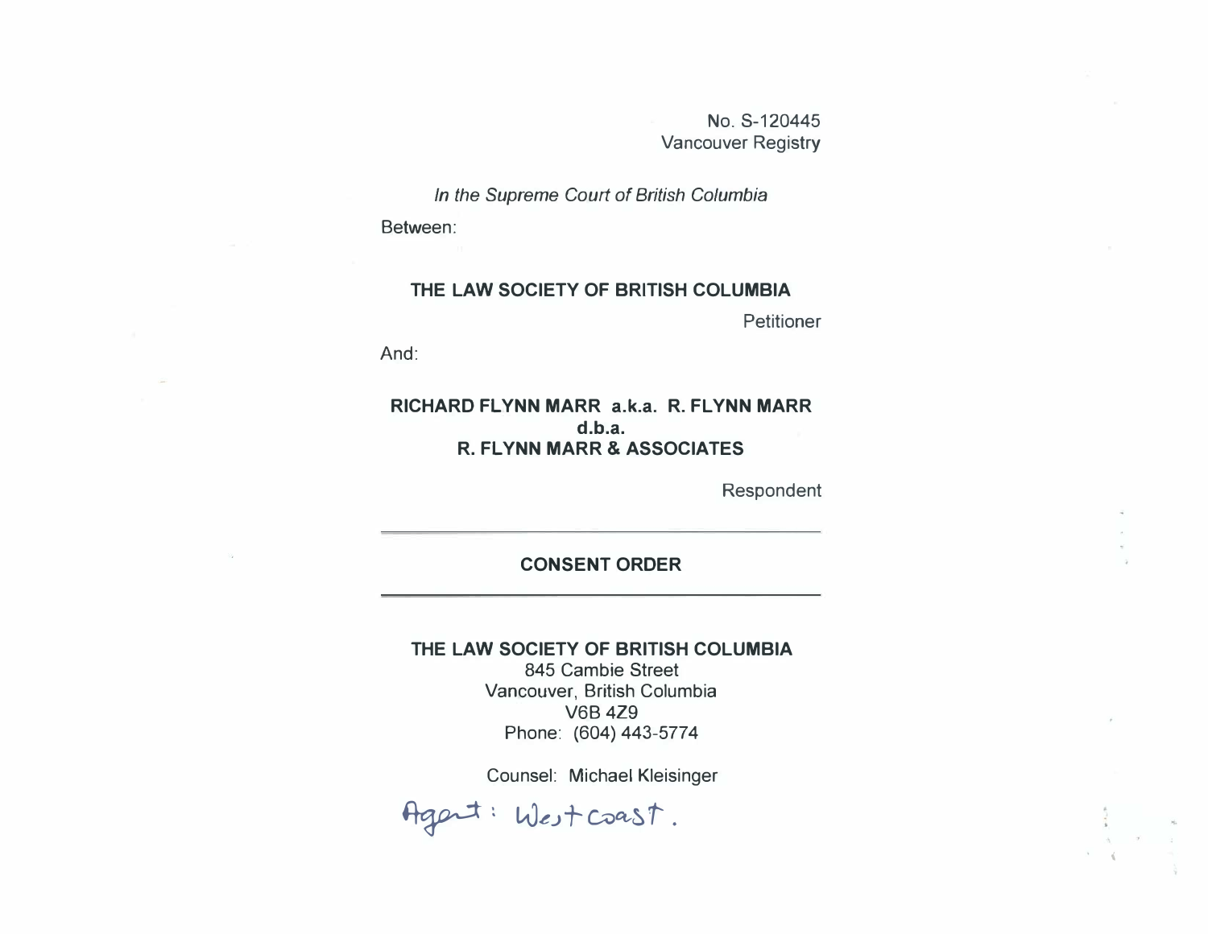No. S-120445
Vancouver Registry

*In the Supreme Court of British Columbia*

Between:

**THE LAW SOCIETY OF BRITISH COLUMBIA**

Petitioner

And:

**RICHARD FLYNN MARR a.k.a. R. FLYNN MARR**
**d.b.a.**
**R. FLYNN MARR & ASSOCIATES**

Respondent

---

**CONSENT ORDER**

---

**THE LAW SOCIETY OF BRITISH COLUMBIA**
845 Cambie Street
Vancouver, British Columbia
V6B 4Z9
Phone: (604) 443-5774

Counsel: Michael Kleisinger

Agent: Westcoast.